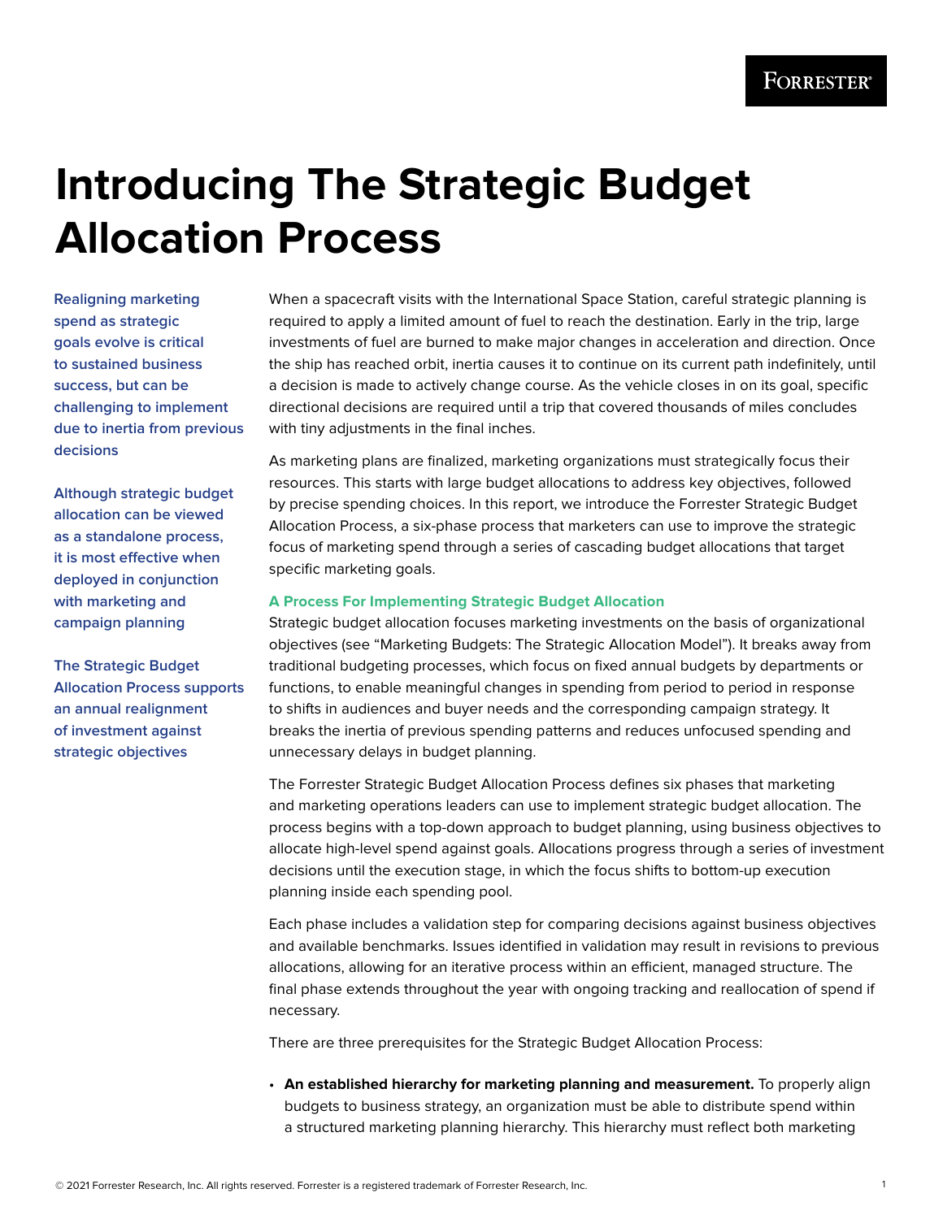# Introducing The Strategic Budget Allocation Process

**Realigning marketing spend as strategic goals evolve is critical to sustained business success, but can be challenging to implement due to inertia from previous decisions**

**Although strategic budget allocation can be viewed as a standalone process, it is most effective when deployed in conjunction with marketing and campaign planning**

**The Strategic Budget Allocation Process supports an annual realignment of investment against strategic objectives**

When a spacecraft visits with the International Space Station, careful strategic planning is required to apply a limited amount of fuel to reach the destination. Early in the trip, large investments of fuel are burned to make major changes in acceleration and direction. Once the ship has reached orbit, inertia causes it to continue on its current path indefinitely, until a decision is made to actively change course. As the vehicle closes in on its goal, specific directional decisions are required until a trip that covered thousands of miles concludes with tiny adjustments in the final inches.

As marketing plans are finalized, marketing organizations must strategically focus their resources. This starts with large budget allocations to address key objectives, followed by precise spending choices. In this report, we introduce the Forrester Strategic Budget Allocation Process, a six-phase process that marketers can use to improve the strategic focus of marketing spend through a series of cascading budget allocations that target specific marketing goals.

## A Process For Implementing Strategic Budget Allocation

Strategic budget allocation focuses marketing investments on the basis of organizational objectives (see "Marketing Budgets: The Strategic Allocation Model"). It breaks away from traditional budgeting processes, which focus on fixed annual budgets by departments or functions, to enable meaningful changes in spending from period to period in response to shifts in audiences and buyer needs and the corresponding campaign strategy. It breaks the inertia of previous spending patterns and reduces unfocused spending and unnecessary delays in budget planning.

The Forrester Strategic Budget Allocation Process defines six phases that marketing and marketing operations leaders can use to implement strategic budget allocation. The process begins with a top-down approach to budget planning, using business objectives to allocate high-level spend against goals. Allocations progress through a series of investment decisions until the execution stage, in which the focus shifts to bottom-up execution planning inside each spending pool.

Each phase includes a validation step for comparing decisions against business objectives and available benchmarks. Issues identified in validation may result in revisions to previous allocations, allowing for an iterative process within an efficient, managed structure. The final phase extends throughout the year with ongoing tracking and reallocation of spend if necessary.

There are three prerequisites for the Strategic Budget Allocation Process:

- **An established hierarchy for marketing planning and measurement.** To properly align budgets to business strategy, an organization must be able to distribute spend within a structured marketing planning hierarchy. This hierarchy must reflect both marketing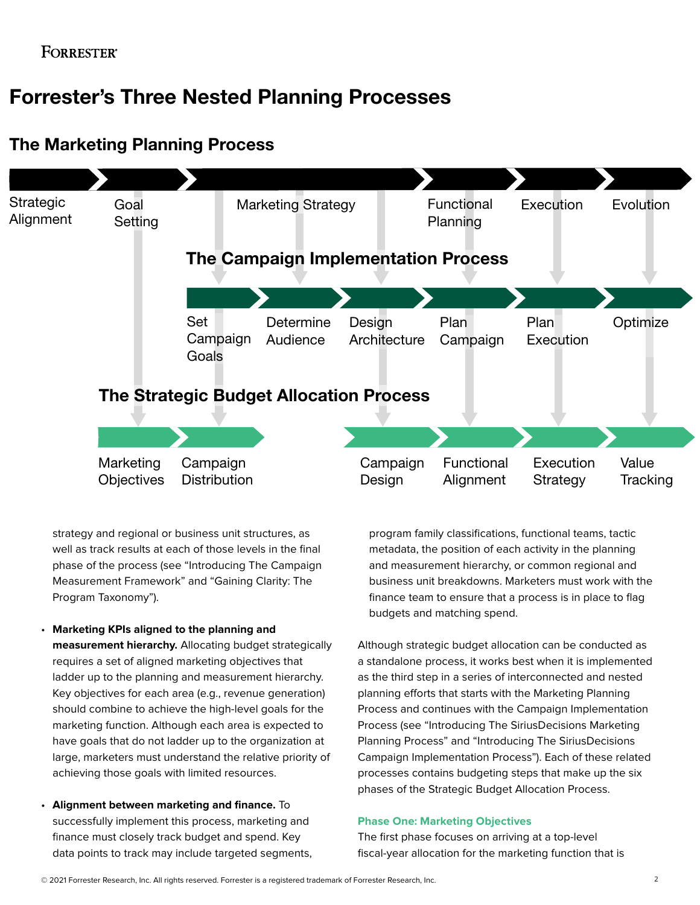# Forrester's Three Nested Planning Processes

## The Marketing Planning Process

Strategic Alignment | Goal Setting | Marketing Strategy | Functional Planning | Execution | Evolution

## The Campaign Implementation Process

Set Campaign Goals | Determine Audience | Design Architecture | Plan Campaign | Plan Execution | Optimize

## The Strategic Budget Allocation Process

Marketing Objectives | Campaign Distribution | Campaign Design | Functional Alignment | Execution Strategy | Value Tracking

strategy and regional or business unit structures, as well as track results at each of those levels in the final phase of the process (see "Introducing The Campaign Measurement Framework" and "Gaining Clarity: The Program Taxonomy").

- **Marketing KPIs aligned to the planning and measurement hierarchy.** Allocating budget strategically requires a set of aligned marketing objectives that ladder up to the planning and measurement hierarchy. Key objectives for each area (e.g., revenue generation) should combine to achieve the high-level goals for the marketing function. Although each area is expected to have goals that do not ladder up to the organization at large, marketers must understand the relative priority of achieving those goals with limited resources.
- **Alignment between marketing and finance.** To successfully implement this process, marketing and finance must closely track budget and spend. Key data points to track may include targeted segments, program family classifications, functional teams, tactic metadata, the position of each activity in the planning and measurement hierarchy, or common regional and business unit breakdowns. Marketers must work with the finance team to ensure that a process is in place to flag budgets and matching spend.

Although strategic budget allocation can be conducted as a standalone process, it works best when it is implemented as the third step in a series of interconnected and nested planning efforts that starts with the Marketing Planning Process and continues with the Campaign Implementation Process (see "Introducing The SiriusDecisions Marketing Planning Process" and "Introducing The SiriusDecisions Campaign Implementation Process"). Each of these related processes contains budgeting steps that make up the six phases of the Strategic Budget Allocation Process.

### Phase One: Marketing Objectives

The first phase focuses on arriving at a top-level fiscal-year allocation for the marketing function that is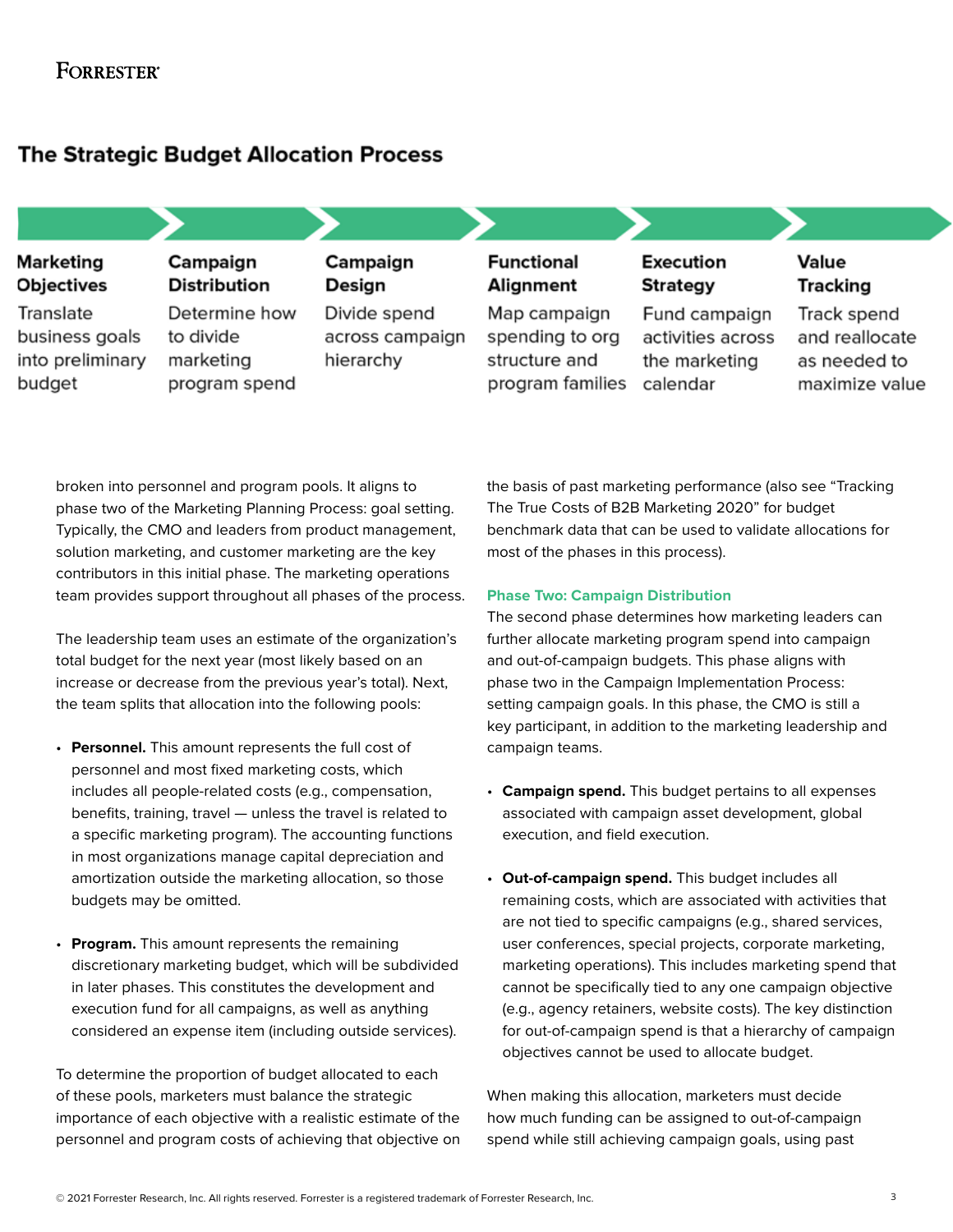## The Strategic Budget Allocation Process

| Marketing Objectives | Campaign Distribution | Campaign Design | Functional Alignment | Execution Strategy | Value Tracking |
|---|---|---|---|---|---|
| Translate business goals into preliminary budget | Determine how to divide marketing program spend | Divide spend across campaign hierarchy | Map campaign spending to org structure and program families | Fund campaign activities across the marketing calendar | Track spend and reallocate as needed to maximize value |

broken into personnel and program pools. It aligns to phase two of the Marketing Planning Process: goal setting. Typically, the CMO and leaders from product management, solution marketing, and customer marketing are the key contributors in this initial phase. The marketing operations team provides support throughout all phases of the process.

The leadership team uses an estimate of the organization's total budget for the next year (most likely based on an increase or decrease from the previous year's total). Next, the team splits that allocation into the following pools:

- **Personnel.** This amount represents the full cost of personnel and most fixed marketing costs, which includes all people-related costs (e.g., compensation, benefits, training, travel — unless the travel is related to a specific marketing program). The accounting functions in most organizations manage capital depreciation and amortization outside the marketing allocation, so those budgets may be omitted.

- **Program.** This amount represents the remaining discretionary marketing budget, which will be subdivided in later phases. This constitutes the development and execution fund for all campaigns, as well as anything considered an expense item (including outside services).

To determine the proportion of budget allocated to each of these pools, marketers must balance the strategic importance of each objective with a realistic estimate of the personnel and program costs of achieving that objective on the basis of past marketing performance (also see "Tracking The True Costs of B2B Marketing 2020" for budget benchmark data that can be used to validate allocations for most of the phases in this process).

### Phase Two: Campaign Distribution

The second phase determines how marketing leaders can further allocate marketing program spend into campaign and out-of-campaign budgets. This phase aligns with phase two in the Campaign Implementation Process: setting campaign goals. In this phase, the CMO is still a key participant, in addition to the marketing leadership and campaign teams.

- **Campaign spend.** This budget pertains to all expenses associated with campaign asset development, global execution, and field execution.

- **Out-of-campaign spend.** This budget includes all remaining costs, which are associated with activities that are not tied to specific campaigns (e.g., shared services, user conferences, special projects, corporate marketing, marketing operations). This includes marketing spend that cannot be specifically tied to any one campaign objective (e.g., agency retainers, website costs). The key distinction for out-of-campaign spend is that a hierarchy of campaign objectives cannot be used to allocate budget.

When making this allocation, marketers must decide how much funding can be assigned to out-of-campaign spend while still achieving campaign goals, using past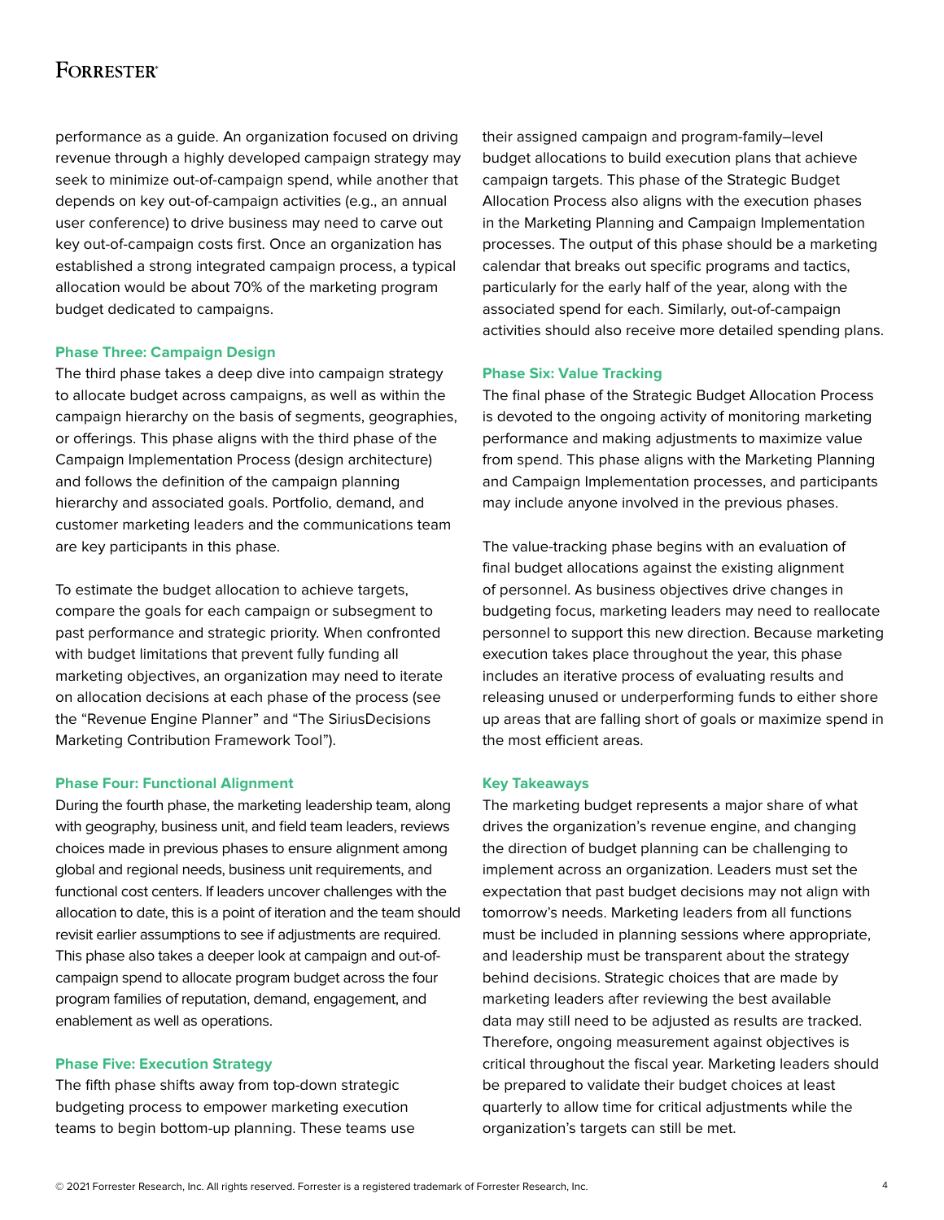performance as a guide. An organization focused on driving revenue through a highly developed campaign strategy may seek to minimize out-of-campaign spend, while another that depends on key out-of-campaign activities (e.g., an annual user conference) to drive business may need to carve out key out-of-campaign costs first. Once an organization has established a strong integrated campaign process, a typical allocation would be about 70% of the marketing program budget dedicated to campaigns.

### Phase Three: Campaign Design

The third phase takes a deep dive into campaign strategy to allocate budget across campaigns, as well as within the campaign hierarchy on the basis of segments, geographies, or offerings. This phase aligns with the third phase of the Campaign Implementation Process (design architecture) and follows the definition of the campaign planning hierarchy and associated goals. Portfolio, demand, and customer marketing leaders and the communications team are key participants in this phase.

To estimate the budget allocation to achieve targets, compare the goals for each campaign or subsegment to past performance and strategic priority. When confronted with budget limitations that prevent fully funding all marketing objectives, an organization may need to iterate on allocation decisions at each phase of the process (see the "Revenue Engine Planner" and "The SiriusDecisions Marketing Contribution Framework Tool").

### Phase Four: Functional Alignment

During the fourth phase, the marketing leadership team, along with geography, business unit, and field team leaders, reviews choices made in previous phases to ensure alignment among global and regional needs, business unit requirements, and functional cost centers. If leaders uncover challenges with the allocation to date, this is a point of iteration and the team should revisit earlier assumptions to see if adjustments are required. This phase also takes a deeper look at campaign and out-of-campaign spend to allocate program budget across the four program families of reputation, demand, engagement, and enablement as well as operations.

### Phase Five: Execution Strategy

The fifth phase shifts away from top-down strategic budgeting process to empower marketing execution teams to begin bottom-up planning. These teams use their assigned campaign and program-family–level budget allocations to build execution plans that achieve campaign targets. This phase of the Strategic Budget Allocation Process also aligns with the execution phases in the Marketing Planning and Campaign Implementation processes. The output of this phase should be a marketing calendar that breaks out specific programs and tactics, particularly for the early half of the year, along with the associated spend for each. Similarly, out-of-campaign activities should also receive more detailed spending plans.

### Phase Six: Value Tracking

The final phase of the Strategic Budget Allocation Process is devoted to the ongoing activity of monitoring marketing performance and making adjustments to maximize value from spend. This phase aligns with the Marketing Planning and Campaign Implementation processes, and participants may include anyone involved in the previous phases.

The value-tracking phase begins with an evaluation of final budget allocations against the existing alignment of personnel. As business objectives drive changes in budgeting focus, marketing leaders may need to reallocate personnel to support this new direction. Because marketing execution takes place throughout the year, this phase includes an iterative process of evaluating results and releasing unused or underperforming funds to either shore up areas that are falling short of goals or maximize spend in the most efficient areas.

### Key Takeaways

The marketing budget represents a major share of what drives the organization's revenue engine, and changing the direction of budget planning can be challenging to implement across an organization. Leaders must set the expectation that past budget decisions may not align with tomorrow's needs. Marketing leaders from all functions must be included in planning sessions where appropriate, and leadership must be transparent about the strategy behind decisions. Strategic choices that are made by marketing leaders after reviewing the best available data may still need to be adjusted as results are tracked. Therefore, ongoing measurement against objectives is critical throughout the fiscal year. Marketing leaders should be prepared to validate their budget choices at least quarterly to allow time for critical adjustments while the organization's targets can still be met.